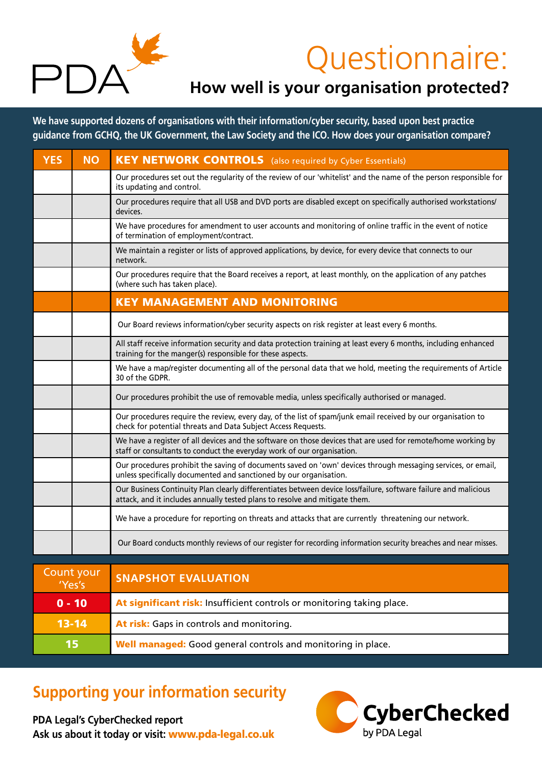PDA

# Questionnaire:

## How well is your organisation protected?

**We have supported dozens of organisations with their information/cyber security, based upon best practice guidance from GCHQ, the UK Government, the Law Society and the ICO. How does your organisation compare?**

| YES | NO | KEY NETWORK CONTROLS (also required by Cyber Essentials) |
|---|---|---|
| | | Our procedures set out the regularity of the review of our 'whitelist' and the name of the person responsible for its updating and control. |
| | | Our procedures require that all USB and DVD ports are disabled except on specifically authorised workstations/devices. |
| | | We have procedures for amendment to user accounts and monitoring of online traffic in the event of notice of termination of employment/contract. |
| | | We maintain a register or lists of approved applications, by device, for every device that connects to our network. |
| | | Our procedures require that the Board receives a report, at least monthly, on the application of any patches (where such has taken place). |
| | | **KEY MANAGEMENT AND MONITORING** |
| | | Our Board reviews information/cyber security aspects on risk register at least every 6 months. |
| | | All staff receive information security and data protection training at least every 6 months, including enhanced training for the manger(s) responsible for these aspects. |
| | | We have a map/register documenting all of the personal data that we hold, meeting the requirements of Article 30 of the GDPR. |
| | | Our procedures prohibit the use of removable media, unless specifically authorised or managed. |
| | | Our procedures require the review, every day, of the list of spam/junk email received by our organisation to check for potential threats and Data Subject Access Requests. |
| | | We have a register of all devices and the software on those devices that are used for remote/home working by staff or consultants to conduct the everyday work of our organisation. |
| | | Our procedures prohibit the saving of documents saved on 'own' devices through messaging services, or email, unless specifically documented and sanctioned by our organisation. |
| | | Our Business Continuity Plan clearly differentiates between device loss/failure, software failure and malicious attack, and it includes annually tested plans to resolve and mitigate them. |
| | | We have a procedure for reporting on threats and attacks that are currently threatening our network. |
| | | Our Board conducts monthly reviews of our register for recording information security breaches and near misses. |

| Count your 'Yes's | SNAPSHOT EVALUATION |
|---|---|
| 0 - 10 | **At significant risk:** Insufficient controls or monitoring taking place. |
| 13-14 | **At risk:** Gaps in controls and monitoring. |
| 15 | **Well managed:** Good general controls and monitoring in place. |

## Supporting your information security

**PDA Legal's CyberChecked report**
**Ask us about it today or visit: www.pda-legal.co.uk**

CyberChecked by PDA Legal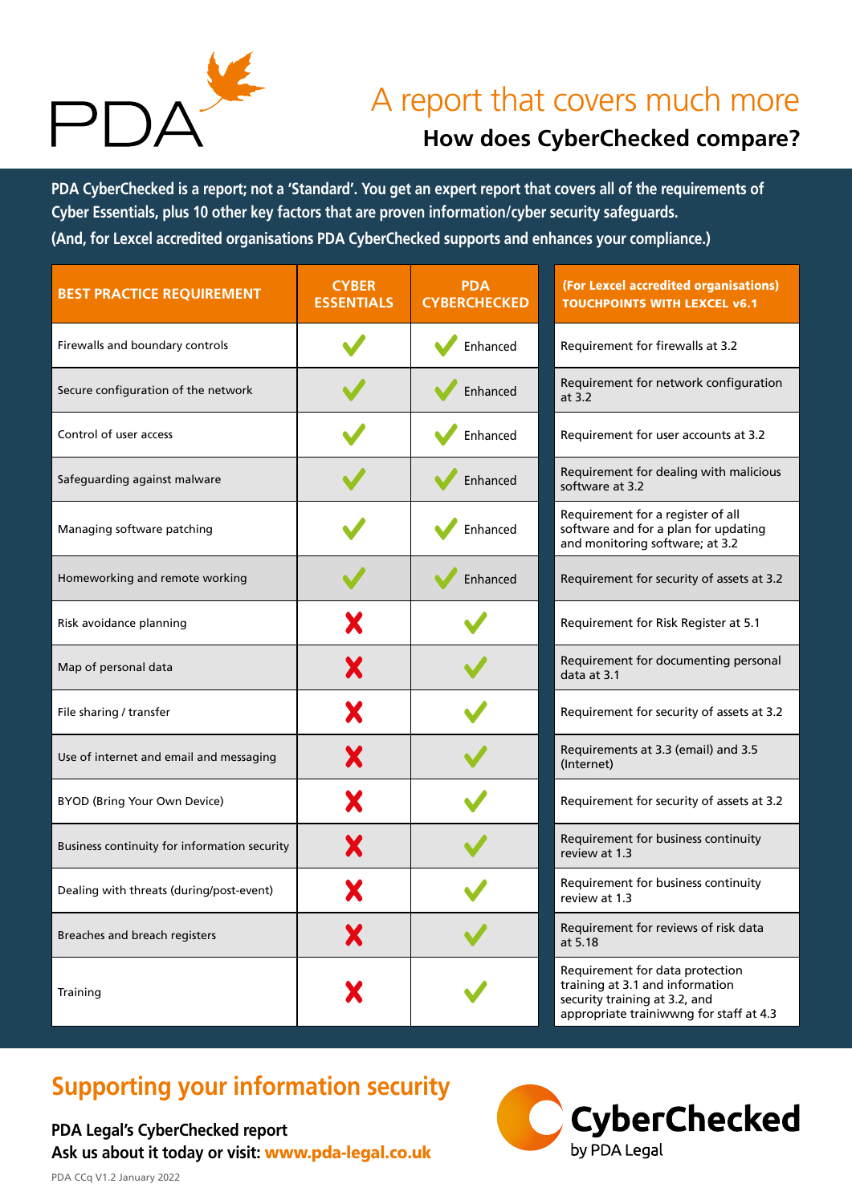PDA

# A report that covers much more

## How does CyberChecked compare?

**PDA CyberChecked is a report; not a 'Standard'. You get an expert report that covers all of the requirements of Cyber Essentials, plus 10 other key factors that are proven information/cyber security safeguards.**
**(And, for Lexcel accredited organisations PDA CyberChecked supports and enhances your compliance.)**

| BEST PRACTICE REQUIREMENT | CYBER ESSENTIALS | PDA CYBERCHECKED | (For Lexcel accredited organisations) TOUCHPOINTS WITH LEXCEL v6.1 |
|---|---|---|---|
| Firewalls and boundary controls | ✓ | ✓ Enhanced | Requirement for firewalls at 3.2 |
| Secure configuration of the network | ✓ | ✓ Enhanced | Requirement for network configuration at 3.2 |
| Control of user access | ✓ | ✓ Enhanced | Requirement for user accounts at 3.2 |
| Safeguarding against malware | ✓ | ✓ Enhanced | Requirement for dealing with malicious software at 3.2 |
| Managing software patching | ✓ | ✓ Enhanced | Requirement for a register of all software and for a plan for updating and monitoring software; at 3.2 |
| Homeworking and remote working | ✓ | ✓ Enhanced | Requirement for security of assets at 3.2 |
| Risk avoidance planning | ✗ | ✓ | Requirement for Risk Register at 5.1 |
| Map of personal data | ✗ | ✓ | Requirement for documenting personal data at 3.1 |
| File sharing / transfer | ✗ | ✓ | Requirement for security of assets at 3.2 |
| Use of internet and email and messaging | ✗ | ✓ | Requirements at 3.3 (email) and 3.5 (Internet) |
| BYOD (Bring Your Own Device) | ✗ | ✓ | Requirement for security of assets at 3.2 |
| Business continuity for information security | ✗ | ✓ | Requirement for business continuity review at 1.3 |
| Dealing with threats (during/post-event) | ✗ | ✓ | Requirement for business continuity review at 1.3 |
| Breaches and breach registers | ✗ | ✓ | Requirement for reviews of risk data at 5.18 |
| Training | ✗ | ✓ | Requirement for data protection training at 3.1 and information security training at 3.2, and appropriate trainiwwng for staff at 4.3 |

## Supporting your information security

**PDA Legal's CyberChecked report**
**Ask us about it today or visit: www.pda-legal.co.uk**

CyberChecked by PDA Legal

PDA CCq V1.2 January 2022